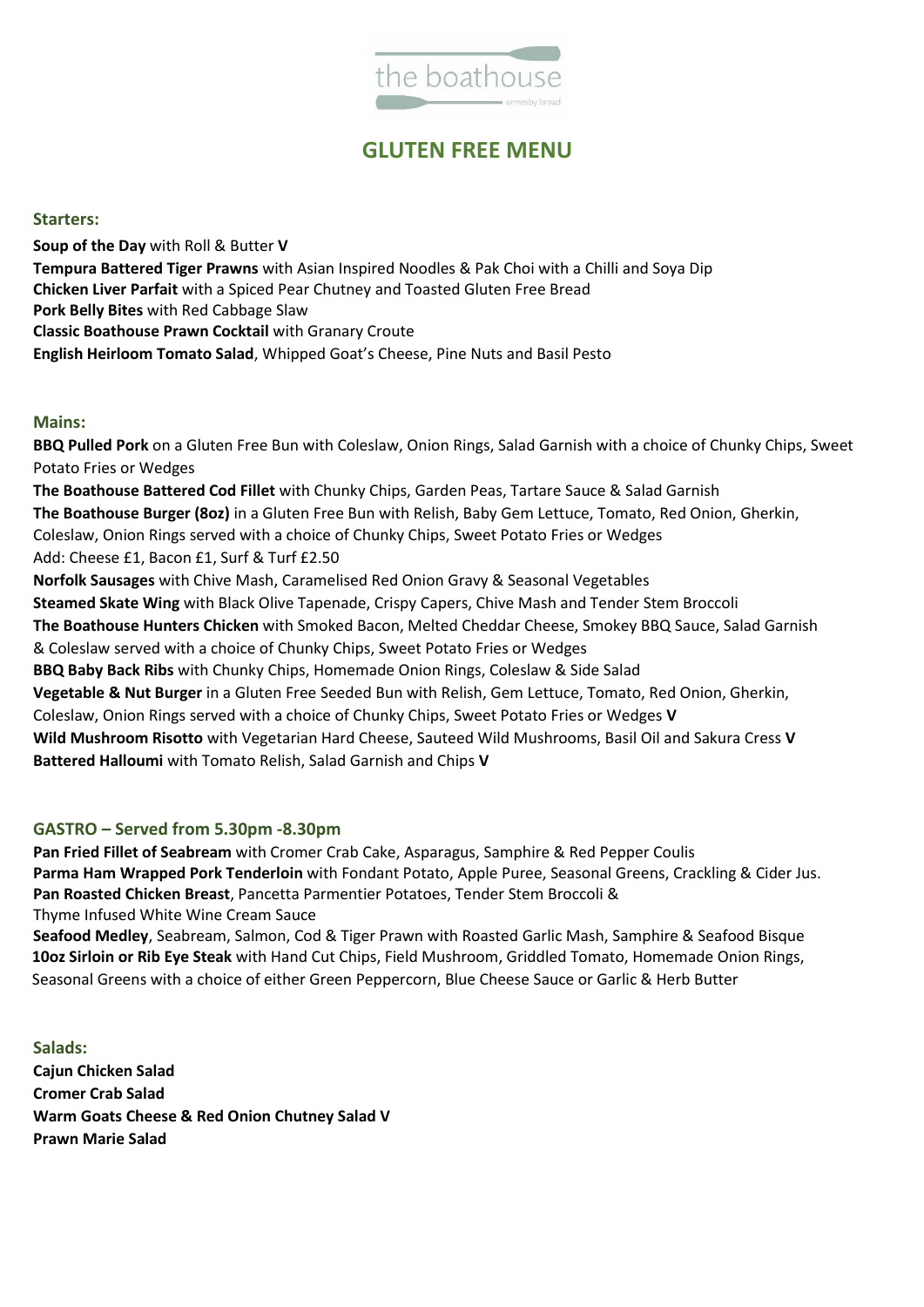the boathouse

ormesby broad

# GLUTEN FREE MENU

## Starters:

**Soup of the Day** with Roll & Butter **V**
**Tempura Battered Tiger Prawns** with Asian Inspired Noodles & Pak Choi with a Chilli and Soya Dip
**Chicken Liver Parfait** with a Spiced Pear Chutney and Toasted Gluten Free Bread
**Pork Belly Bites** with Red Cabbage Slaw
**Classic Boathouse Prawn Cocktail** with Granary Croute
**English Heirloom Tomato Salad**, Whipped Goat's Cheese, Pine Nuts and Basil Pesto

## Mains:

**BBQ Pulled Pork** on a Gluten Free Bun with Coleslaw, Onion Rings, Salad Garnish with a choice of Chunky Chips, Sweet Potato Fries or Wedges
**The Boathouse Battered Cod Fillet** with Chunky Chips, Garden Peas, Tartare Sauce & Salad Garnish
**The Boathouse Burger (8oz)** in a Gluten Free Bun with Relish, Baby Gem Lettuce, Tomato, Red Onion, Gherkin, Coleslaw, Onion Rings served with a choice of Chunky Chips, Sweet Potato Fries or Wedges
Add: Cheese £1, Bacon £1, Surf & Turf £2.50
**Norfolk Sausages** with Chive Mash, Caramelised Red Onion Gravy & Seasonal Vegetables
**Steamed Skate Wing** with Black Olive Tapenade, Crispy Capers, Chive Mash and Tender Stem Broccoli
**The Boathouse Hunters Chicken** with Smoked Bacon, Melted Cheddar Cheese, Smokey BBQ Sauce, Salad Garnish & Coleslaw served with a choice of Chunky Chips, Sweet Potato Fries or Wedges
**BBQ Baby Back Ribs** with Chunky Chips, Homemade Onion Rings, Coleslaw & Side Salad
**Vegetable & Nut Burger** in a Gluten Free Seeded Bun with Relish, Gem Lettuce, Tomato, Red Onion, Gherkin, Coleslaw, Onion Rings served with a choice of Chunky Chips, Sweet Potato Fries or Wedges **V**
**Wild Mushroom Risotto** with Vegetarian Hard Cheese, Sauteed Wild Mushrooms, Basil Oil and Sakura Cress **V**
**Battered Halloumi** with Tomato Relish, Salad Garnish and Chips **V**

## GASTRO – Served from 5.30pm -8.30pm

**Pan Fried Fillet of Seabream** with Cromer Crab Cake, Asparagus, Samphire & Red Pepper Coulis
**Parma Ham Wrapped Pork Tenderloin** with Fondant Potato, Apple Puree, Seasonal Greens, Crackling & Cider Jus.
**Pan Roasted Chicken Breast**, Pancetta Parmentier Potatoes, Tender Stem Broccoli & Thyme Infused White Wine Cream Sauce
**Seafood Medley**, Seabream, Salmon, Cod & Tiger Prawn with Roasted Garlic Mash, Samphire & Seafood Bisque
**10oz Sirloin or Rib Eye Steak** with Hand Cut Chips, Field Mushroom, Griddled Tomato, Homemade Onion Rings, Seasonal Greens with a choice of either Green Peppercorn, Blue Cheese Sauce or Garlic & Herb Butter

## Salads:

**Cajun Chicken Salad**
**Cromer Crab Salad**
**Warm Goats Cheese & Red Onion Chutney Salad V**
**Prawn Marie Salad**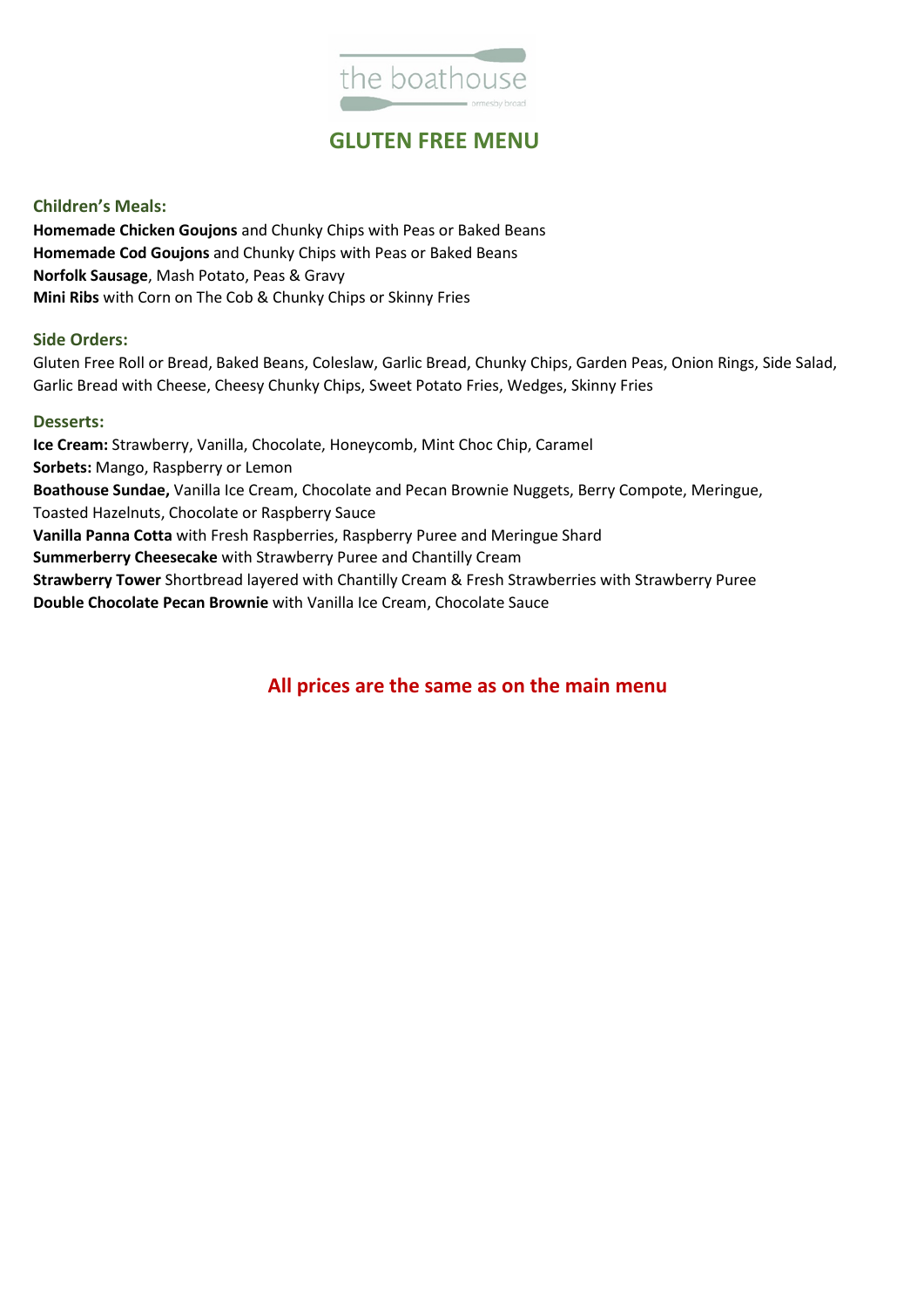the boathouse

ormesby broad

# GLUTEN FREE MENU

### Children's Meals:

**Homemade Chicken Goujons** and Chunky Chips with Peas or Baked Beans
**Homemade Cod Goujons** and Chunky Chips with Peas or Baked Beans
**Norfolk Sausage**, Mash Potato, Peas & Gravy
**Mini Ribs** with Corn on The Cob & Chunky Chips or Skinny Fries

### Side Orders:

Gluten Free Roll or Bread, Baked Beans, Coleslaw, Garlic Bread, Chunky Chips, Garden Peas, Onion Rings, Side Salad, Garlic Bread with Cheese, Cheesy Chunky Chips, Sweet Potato Fries, Wedges, Skinny Fries

### Desserts:

**Ice Cream:** Strawberry, Vanilla, Chocolate, Honeycomb, Mint Choc Chip, Caramel
**Sorbets:** Mango, Raspberry or Lemon
**Boathouse Sundae,** Vanilla Ice Cream, Chocolate and Pecan Brownie Nuggets, Berry Compote, Meringue, Toasted Hazelnuts, Chocolate or Raspberry Sauce
**Vanilla Panna Cotta** with Fresh Raspberries, Raspberry Puree and Meringue Shard
**Summerberry Cheesecake** with Strawberry Puree and Chantilly Cream
**Strawberry Tower** Shortbread layered with Chantilly Cream & Fresh Strawberries with Strawberry Puree
**Double Chocolate Pecan Brownie** with Vanilla Ice Cream, Chocolate Sauce

**All prices are the same as on the main menu**